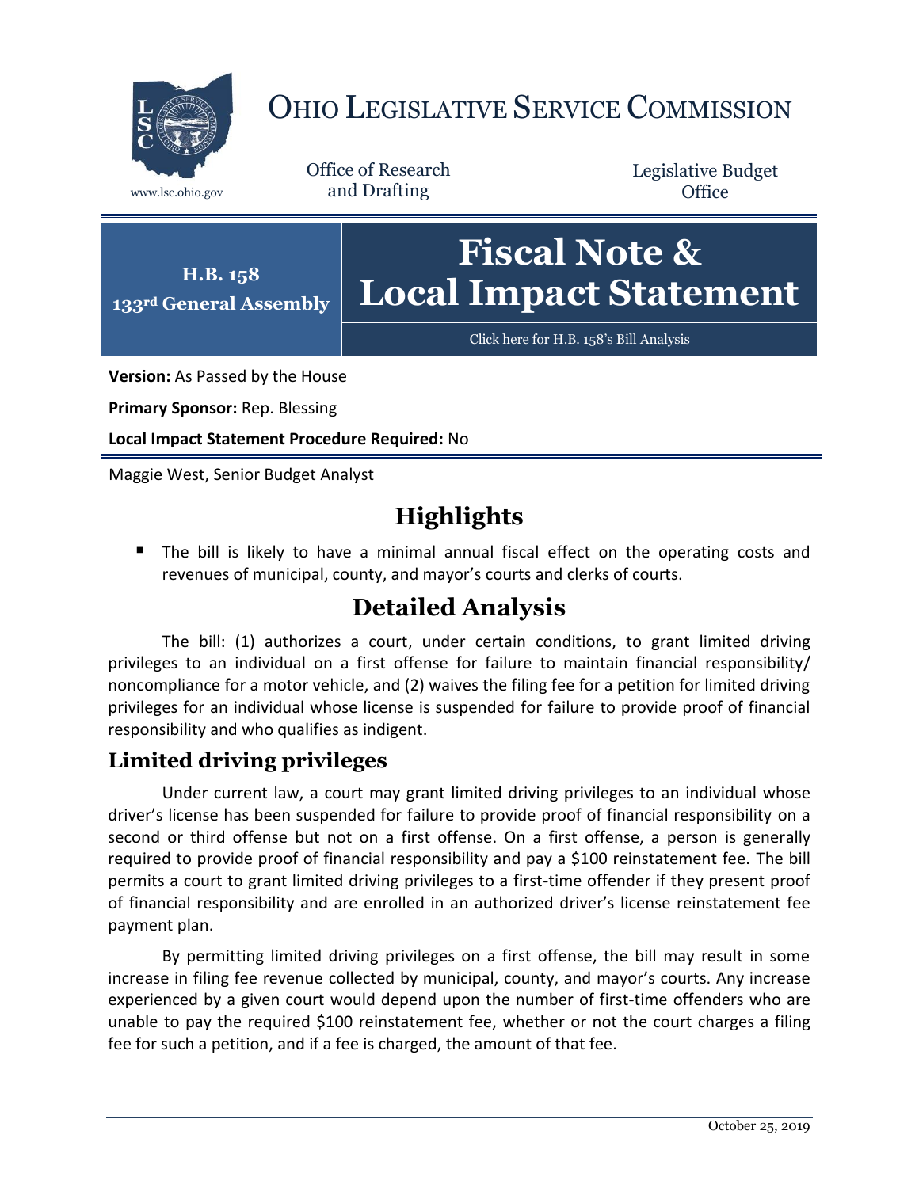# OHIO LEGISLATIVE SERVICE COMMISSION

www.lsc.ohio.gov

Office of Research and Drafting

Legislative Budget Office

**H.B. 158**
**133rd General Assembly**

# Fiscal Note & Local Impact Statement

Click here for H.B. 158's Bill Analysis

**Version:** As Passed by the House

**Primary Sponsor:** Rep. Blessing

**Local Impact Statement Procedure Required:** No

Maggie West, Senior Budget Analyst

## Highlights

- The bill is likely to have a minimal annual fiscal effect on the operating costs and revenues of municipal, county, and mayor's courts and clerks of courts.

## Detailed Analysis

The bill: (1) authorizes a court, under certain conditions, to grant limited driving privileges to an individual on a first offense for failure to maintain financial responsibility/ noncompliance for a motor vehicle, and (2) waives the filing fee for a petition for limited driving privileges for an individual whose license is suspended for failure to provide proof of financial responsibility and who qualifies as indigent.

### Limited driving privileges

Under current law, a court may grant limited driving privileges to an individual whose driver's license has been suspended for failure to provide proof of financial responsibility on a second or third offense but not on a first offense. On a first offense, a person is generally required to provide proof of financial responsibility and pay a $100 reinstatement fee. The bill permits a court to grant limited driving privileges to a first-time offender if they present proof of financial responsibility and are enrolled in an authorized driver's license reinstatement fee payment plan.

By permitting limited driving privileges on a first offense, the bill may result in some increase in filing fee revenue collected by municipal, county, and mayor's courts. Any increase experienced by a given court would depend upon the number of first-time offenders who are unable to pay the required $100 reinstatement fee, whether or not the court charges a filing fee for such a petition, and if a fee is charged, the amount of that fee.

October 25, 2019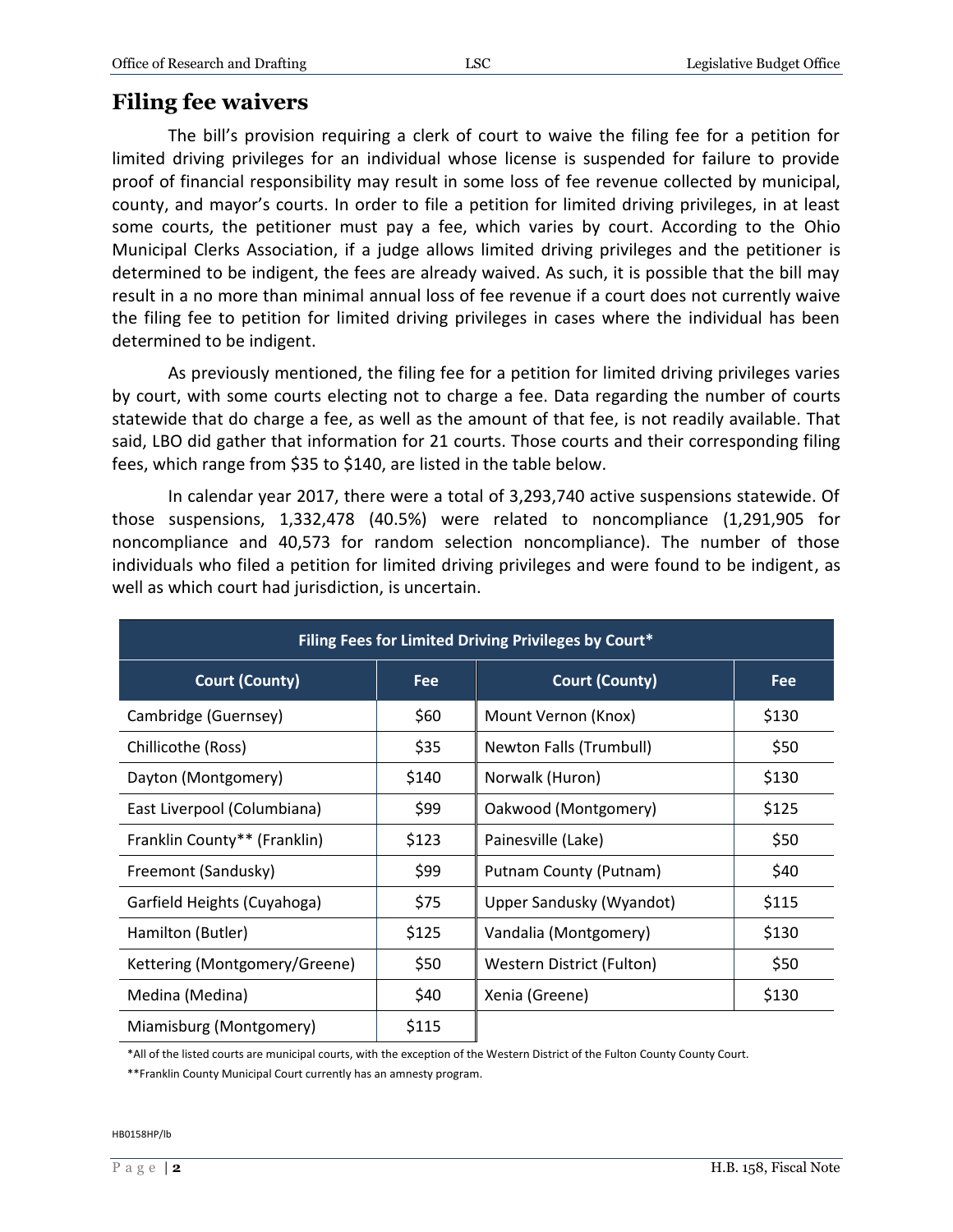## Filing fee waivers

The bill's provision requiring a clerk of court to waive the filing fee for a petition for limited driving privileges for an individual whose license is suspended for failure to provide proof of financial responsibility may result in some loss of fee revenue collected by municipal, county, and mayor's courts. In order to file a petition for limited driving privileges, in at least some courts, the petitioner must pay a fee, which varies by court. According to the Ohio Municipal Clerks Association, if a judge allows limited driving privileges and the petitioner is determined to be indigent, the fees are already waived. As such, it is possible that the bill may result in a no more than minimal annual loss of fee revenue if a court does not currently waive the filing fee to petition for limited driving privileges in cases where the individual has been determined to be indigent.

As previously mentioned, the filing fee for a petition for limited driving privileges varies by court, with some courts electing not to charge a fee. Data regarding the number of courts statewide that do charge a fee, as well as the amount of that fee, is not readily available. That said, LBO did gather that information for 21 courts. Those courts and their corresponding filing fees, which range from $35 to $140, are listed in the table below.

In calendar year 2017, there were a total of 3,293,740 active suspensions statewide. Of those suspensions, 1,332,478 (40.5%) were related to noncompliance (1,291,905 for noncompliance and 40,573 for random selection noncompliance). The number of those individuals who filed a petition for limited driving privileges and were found to be indigent, as well as which court had jurisdiction, is uncertain.

**Filing Fees for Limited Driving Privileges by Court***

| Court (County) | Fee | Court (County) | Fee |
|---|---|---|---|
| Cambridge (Guernsey) | $60 | Mount Vernon (Knox) | $130 |
| Chillicothe (Ross) | $35 | Newton Falls (Trumbull) | $50 |
| Dayton (Montgomery) | $140 | Norwalk (Huron) | $130 |
| East Liverpool (Columbiana) | $99 | Oakwood (Montgomery) | $125 |
| Franklin County** (Franklin) | $123 | Painesville (Lake) | $50 |
| Freemont (Sandusky) | $99 | Putnam County (Putnam) | $40 |
| Garfield Heights (Cuyahoga) | $75 | Upper Sandusky (Wyandot) | $115 |
| Hamilton (Butler) | $125 | Vandalia (Montgomery) | $130 |
| Kettering (Montgomery/Greene) | $50 | Western District (Fulton) | $50 |
| Medina (Medina) | $40 | Xenia (Greene) | $130 |
| Miamisburg (Montgomery) | $115 | | |

*All of the listed courts are municipal courts, with the exception of the Western District of the Fulton County County Court.

**Franklin County Municipal Court currently has an amnesty program.

HB0158HP/lb